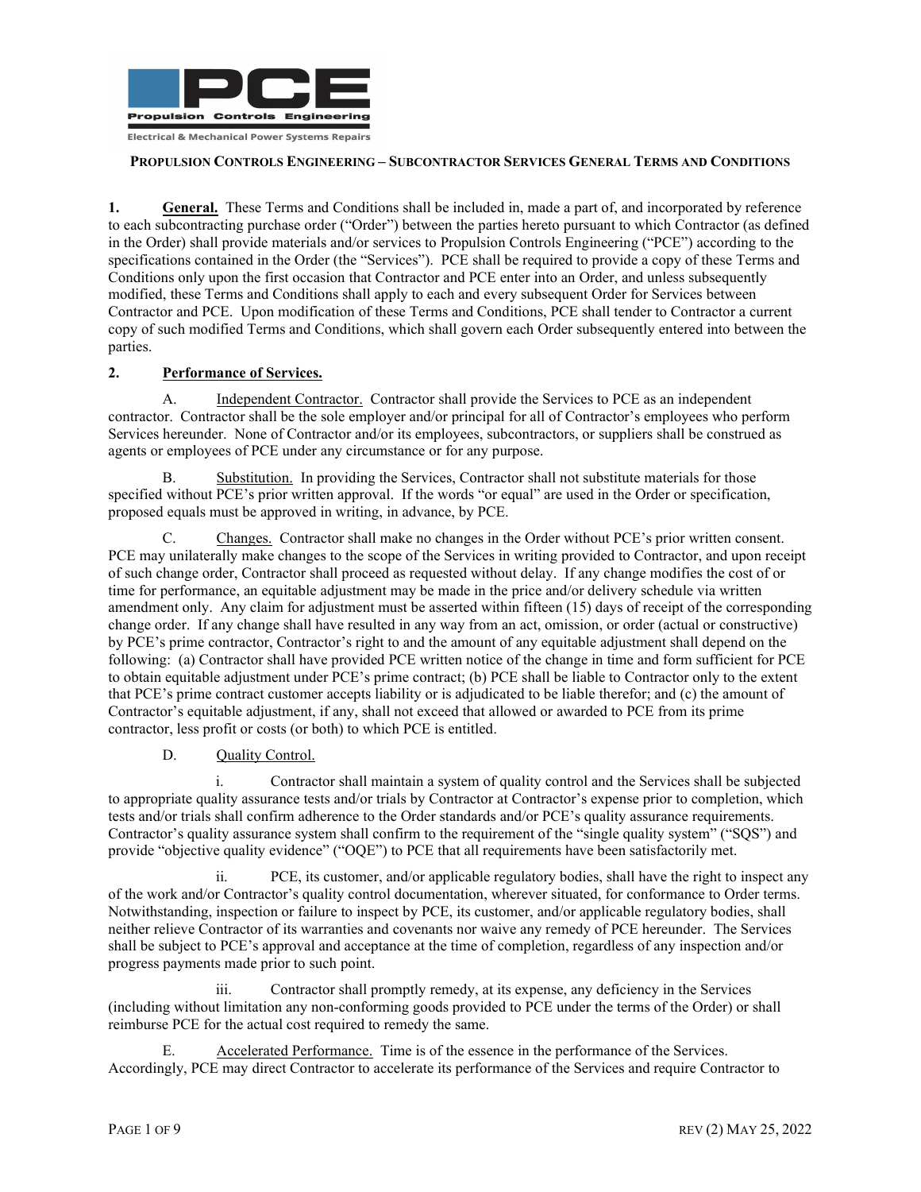PCE
Propulsion Controls Engineering
Electrical & Mechanical Power Systems Repairs

# PROPULSION CONTROLS ENGINEERING – SUBCONTRACTOR SERVICES GENERAL TERMS AND CONDITIONS

**1. General.** These Terms and Conditions shall be included in, made a part of, and incorporated by reference to each subcontracting purchase order ("Order") between the parties hereto pursuant to which Contractor (as defined in the Order) shall provide materials and/or services to Propulsion Controls Engineering ("PCE") according to the specifications contained in the Order (the "Services"). PCE shall be required to provide a copy of these Terms and Conditions only upon the first occasion that Contractor and PCE enter into an Order, and unless subsequently modified, these Terms and Conditions shall apply to each and every subsequent Order for Services between Contractor and PCE. Upon modification of these Terms and Conditions, PCE shall tender to Contractor a current copy of such modified Terms and Conditions, which shall govern each Order subsequently entered into between the parties.

**2. Performance of Services.**

A. Independent Contractor. Contractor shall provide the Services to PCE as an independent contractor. Contractor shall be the sole employer and/or principal for all of Contractor's employees who perform Services hereunder. None of Contractor and/or its employees, subcontractors, or suppliers shall be construed as agents or employees of PCE under any circumstance or for any purpose.

B. Substitution. In providing the Services, Contractor shall not substitute materials for those specified without PCE's prior written approval. If the words "or equal" are used in the Order or specification, proposed equals must be approved in writing, in advance, by PCE.

C. Changes. Contractor shall make no changes in the Order without PCE's prior written consent. PCE may unilaterally make changes to the scope of the Services in writing provided to Contractor, and upon receipt of such change order, Contractor shall proceed as requested without delay. If any change modifies the cost of or time for performance, an equitable adjustment may be made in the price and/or delivery schedule via written amendment only. Any claim for adjustment must be asserted within fifteen (15) days of receipt of the corresponding change order. If any change shall have resulted in any way from an act, omission, or order (actual or constructive) by PCE's prime contractor, Contractor's right to and the amount of any equitable adjustment shall depend on the following: (a) Contractor shall have provided PCE written notice of the change in time and form sufficient for PCE to obtain equitable adjustment under PCE's prime contract; (b) PCE shall be liable to Contractor only to the extent that PCE's prime contract customer accepts liability or is adjudicated to be liable therefor; and (c) the amount of Contractor's equitable adjustment, if any, shall not exceed that allowed or awarded to PCE from its prime contractor, less profit or costs (or both) to which PCE is entitled.

D. Quality Control.

i. Contractor shall maintain a system of quality control and the Services shall be subjected to appropriate quality assurance tests and/or trials by Contractor at Contractor's expense prior to completion, which tests and/or trials shall confirm adherence to the Order standards and/or PCE's quality assurance requirements. Contractor's quality assurance system shall confirm to the requirement of the "single quality system" ("SQS") and provide "objective quality evidence" ("OQE") to PCE that all requirements have been satisfactorily met.

ii. PCE, its customer, and/or applicable regulatory bodies, shall have the right to inspect any of the work and/or Contractor's quality control documentation, wherever situated, for conformance to Order terms. Notwithstanding, inspection or failure to inspect by PCE, its customer, and/or applicable regulatory bodies, shall neither relieve Contractor of its warranties and covenants nor waive any remedy of PCE hereunder. The Services shall be subject to PCE's approval and acceptance at the time of completion, regardless of any inspection and/or progress payments made prior to such point.

iii. Contractor shall promptly remedy, at its expense, any deficiency in the Services (including without limitation any non-conforming goods provided to PCE under the terms of the Order) or shall reimburse PCE for the actual cost required to remedy the same.

E. Accelerated Performance. Time is of the essence in the performance of the Services. Accordingly, PCE may direct Contractor to accelerate its performance of the Services and require Contractor to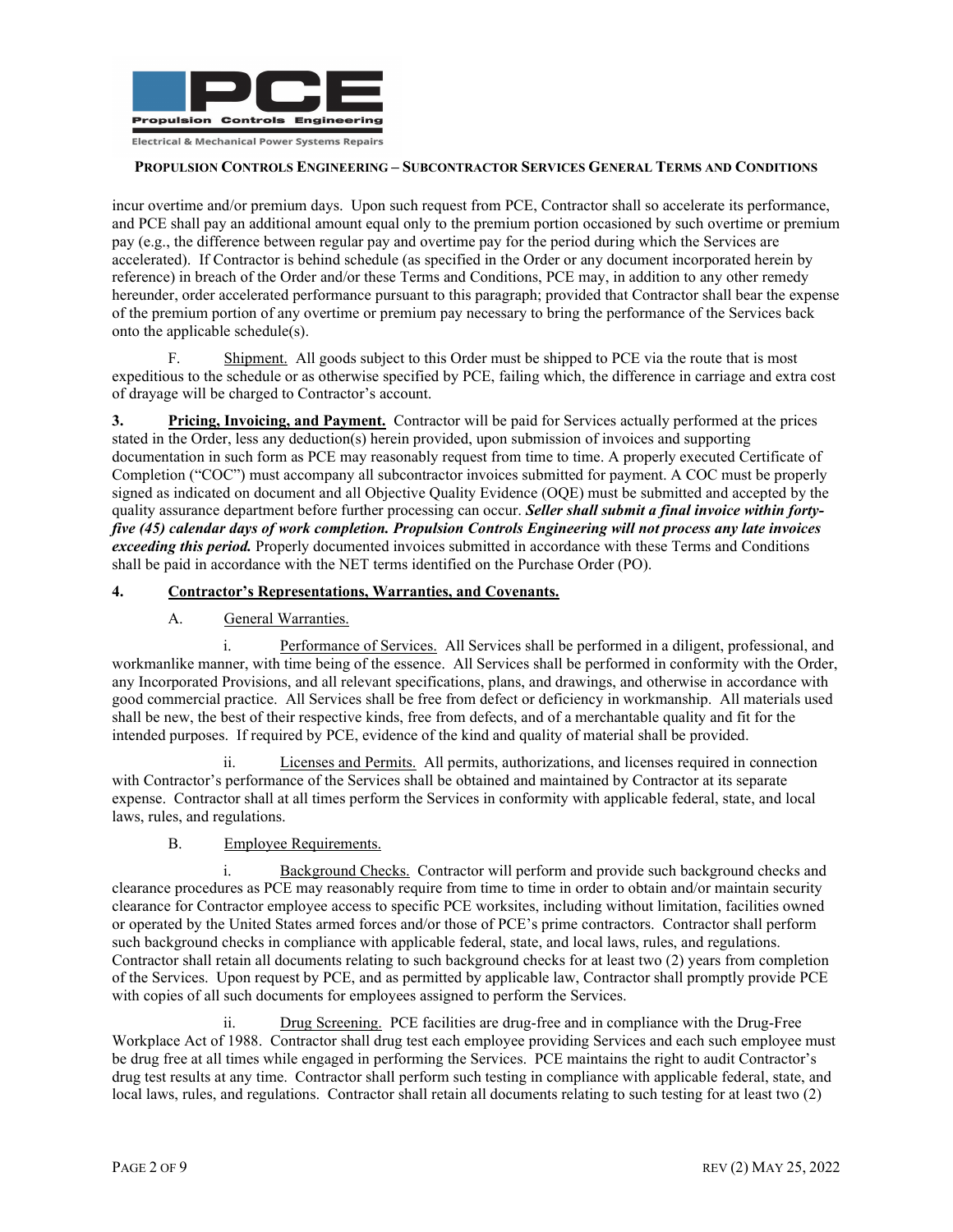incur overtime and/or premium days. Upon such request from PCE, Contractor shall so accelerate its performance, and PCE shall pay an additional amount equal only to the premium portion occasioned by such overtime or premium pay (e.g., the difference between regular pay and overtime pay for the period during which the Services are accelerated). If Contractor is behind schedule (as specified in the Order or any document incorporated herein by reference) in breach of the Order and/or these Terms and Conditions, PCE may, in addition to any other remedy hereunder, order accelerated performance pursuant to this paragraph; provided that Contractor shall bear the expense of the premium portion of any overtime or premium pay necessary to bring the performance of the Services back onto the applicable schedule(s).

F. Shipment. All goods subject to this Order must be shipped to PCE via the route that is most expeditious to the schedule or as otherwise specified by PCE, failing which, the difference in carriage and extra cost of drayage will be charged to Contractor's account.

**3. Pricing, Invoicing, and Payment.** Contractor will be paid for Services actually performed at the prices stated in the Order, less any deduction(s) herein provided, upon submission of invoices and supporting documentation in such form as PCE may reasonably request from time to time. A properly executed Certificate of Completion ("COC") must accompany all subcontractor invoices submitted for payment. A COC must be properly signed as indicated on document and all Objective Quality Evidence (OQE) must be submitted and accepted by the quality assurance department before further processing can occur. ***Seller shall submit a final invoice within forty-five (45) calendar days of work completion. Propulsion Controls Engineering will not process any late invoices exceeding this period.*** Properly documented invoices submitted in accordance with these Terms and Conditions shall be paid in accordance with the NET terms identified on the Purchase Order (PO).

**4. Contractor's Representations, Warranties, and Covenants.**

A. General Warranties.

i. Performance of Services. All Services shall be performed in a diligent, professional, and workmanlike manner, with time being of the essence. All Services shall be performed in conformity with the Order, any Incorporated Provisions, and all relevant specifications, plans, and drawings, and otherwise in accordance with good commercial practice. All Services shall be free from defect or deficiency in workmanship. All materials used shall be new, the best of their respective kinds, free from defects, and of a merchantable quality and fit for the intended purposes. If required by PCE, evidence of the kind and quality of material shall be provided.

ii. Licenses and Permits. All permits, authorizations, and licenses required in connection with Contractor's performance of the Services shall be obtained and maintained by Contractor at its separate expense. Contractor shall at all times perform the Services in conformity with applicable federal, state, and local laws, rules, and regulations.

B. Employee Requirements.

i. Background Checks. Contractor will perform and provide such background checks and clearance procedures as PCE may reasonably require from time to time in order to obtain and/or maintain security clearance for Contractor employee access to specific PCE worksites, including without limitation, facilities owned or operated by the United States armed forces and/or those of PCE's prime contractors. Contractor shall perform such background checks in compliance with applicable federal, state, and local laws, rules, and regulations. Contractor shall retain all documents relating to such background checks for at least two (2) years from completion of the Services. Upon request by PCE, and as permitted by applicable law, Contractor shall promptly provide PCE with copies of all such documents for employees assigned to perform the Services.

ii. Drug Screening. PCE facilities are drug-free and in compliance with the Drug-Free Workplace Act of 1988. Contractor shall drug test each employee providing Services and each such employee must be drug free at all times while engaged in performing the Services. PCE maintains the right to audit Contractor's drug test results at any time. Contractor shall perform such testing in compliance with applicable federal, state, and local laws, rules, and regulations. Contractor shall retain all documents relating to such testing for at least two (2)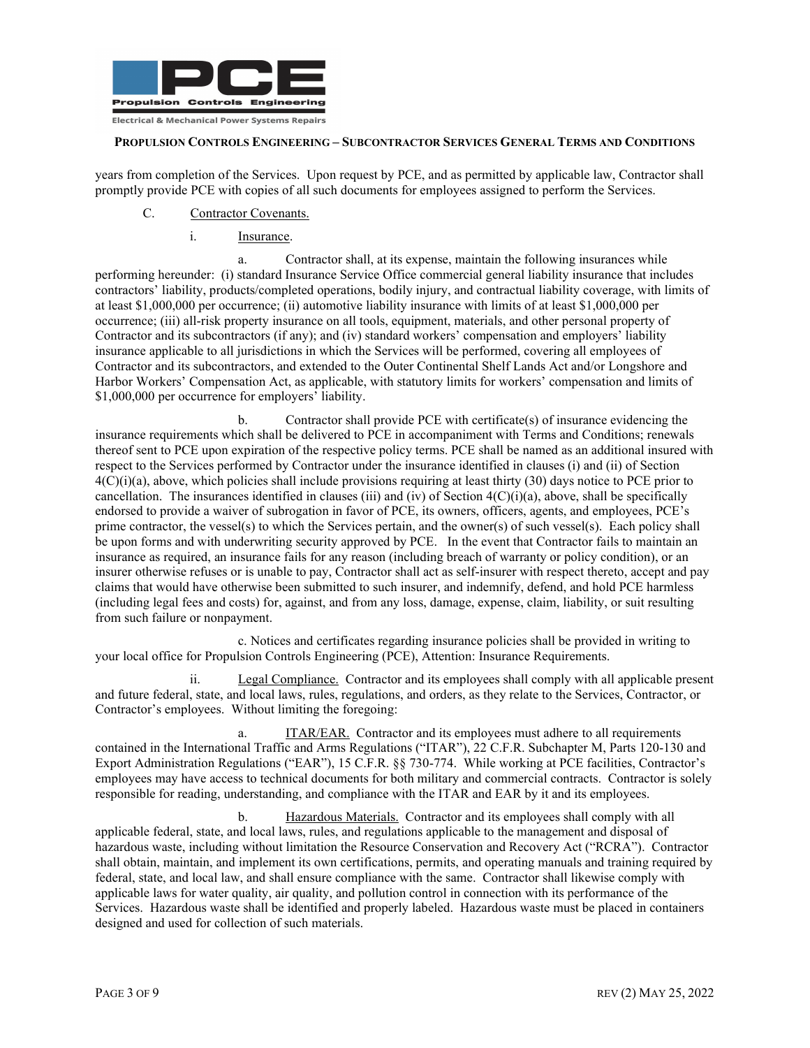years from completion of the Services. Upon request by PCE, and as permitted by applicable law, Contractor shall promptly provide PCE with copies of all such documents for employees assigned to perform the Services.

C. Contractor Covenants.

i. Insurance.

a. Contractor shall, at its expense, maintain the following insurances while performing hereunder: (i) standard Insurance Service Office commercial general liability insurance that includes contractors' liability, products/completed operations, bodily injury, and contractual liability coverage, with limits of at least $1,000,000 per occurrence; (ii) automotive liability insurance with limits of at least $1,000,000 per occurrence; (iii) all-risk property insurance on all tools, equipment, materials, and other personal property of Contractor and its subcontractors (if any); and (iv) standard workers' compensation and employers' liability insurance applicable to all jurisdictions in which the Services will be performed, covering all employees of Contractor and its subcontractors, and extended to the Outer Continental Shelf Lands Act and/or Longshore and Harbor Workers' Compensation Act, as applicable, with statutory limits for workers' compensation and limits of $1,000,000 per occurrence for employers' liability.

b. Contractor shall provide PCE with certificate(s) of insurance evidencing the insurance requirements which shall be delivered to PCE in accompaniment with Terms and Conditions; renewals thereof sent to PCE upon expiration of the respective policy terms. PCE shall be named as an additional insured with respect to the Services performed by Contractor under the insurance identified in clauses (i) and (ii) of Section 4(C)(i)(a), above, which policies shall include provisions requiring at least thirty (30) days notice to PCE prior to cancellation. The insurances identified in clauses (iii) and (iv) of Section 4(C)(i)(a), above, shall be specifically endorsed to provide a waiver of subrogation in favor of PCE, its owners, officers, agents, and employees, PCE's prime contractor, the vessel(s) to which the Services pertain, and the owner(s) of such vessel(s). Each policy shall be upon forms and with underwriting security approved by PCE. In the event that Contractor fails to maintain an insurance as required, an insurance fails for any reason (including breach of warranty or policy condition), or an insurer otherwise refuses or is unable to pay, Contractor shall act as self-insurer with respect thereto, accept and pay claims that would have otherwise been submitted to such insurer, and indemnify, defend, and hold PCE harmless (including legal fees and costs) for, against, and from any loss, damage, expense, claim, liability, or suit resulting from such failure or nonpayment.

c. Notices and certificates regarding insurance policies shall be provided in writing to your local office for Propulsion Controls Engineering (PCE), Attention: Insurance Requirements.

ii. Legal Compliance. Contractor and its employees shall comply with all applicable present and future federal, state, and local laws, rules, regulations, and orders, as they relate to the Services, Contractor, or Contractor's employees. Without limiting the foregoing:

a. ITAR/EAR. Contractor and its employees must adhere to all requirements contained in the International Traffic and Arms Regulations ("ITAR"), 22 C.F.R. Subchapter M, Parts 120-130 and Export Administration Regulations ("EAR"), 15 C.F.R. §§ 730-774. While working at PCE facilities, Contractor's employees may have access to technical documents for both military and commercial contracts. Contractor is solely responsible for reading, understanding, and compliance with the ITAR and EAR by it and its employees.

b. Hazardous Materials. Contractor and its employees shall comply with all applicable federal, state, and local laws, rules, and regulations applicable to the management and disposal of hazardous waste, including without limitation the Resource Conservation and Recovery Act ("RCRA"). Contractor shall obtain, maintain, and implement its own certifications, permits, and operating manuals and training required by federal, state, and local law, and shall ensure compliance with the same. Contractor shall likewise comply with applicable laws for water quality, air quality, and pollution control in connection with its performance of the Services. Hazardous waste shall be identified and properly labeled. Hazardous waste must be placed in containers designed and used for collection of such materials.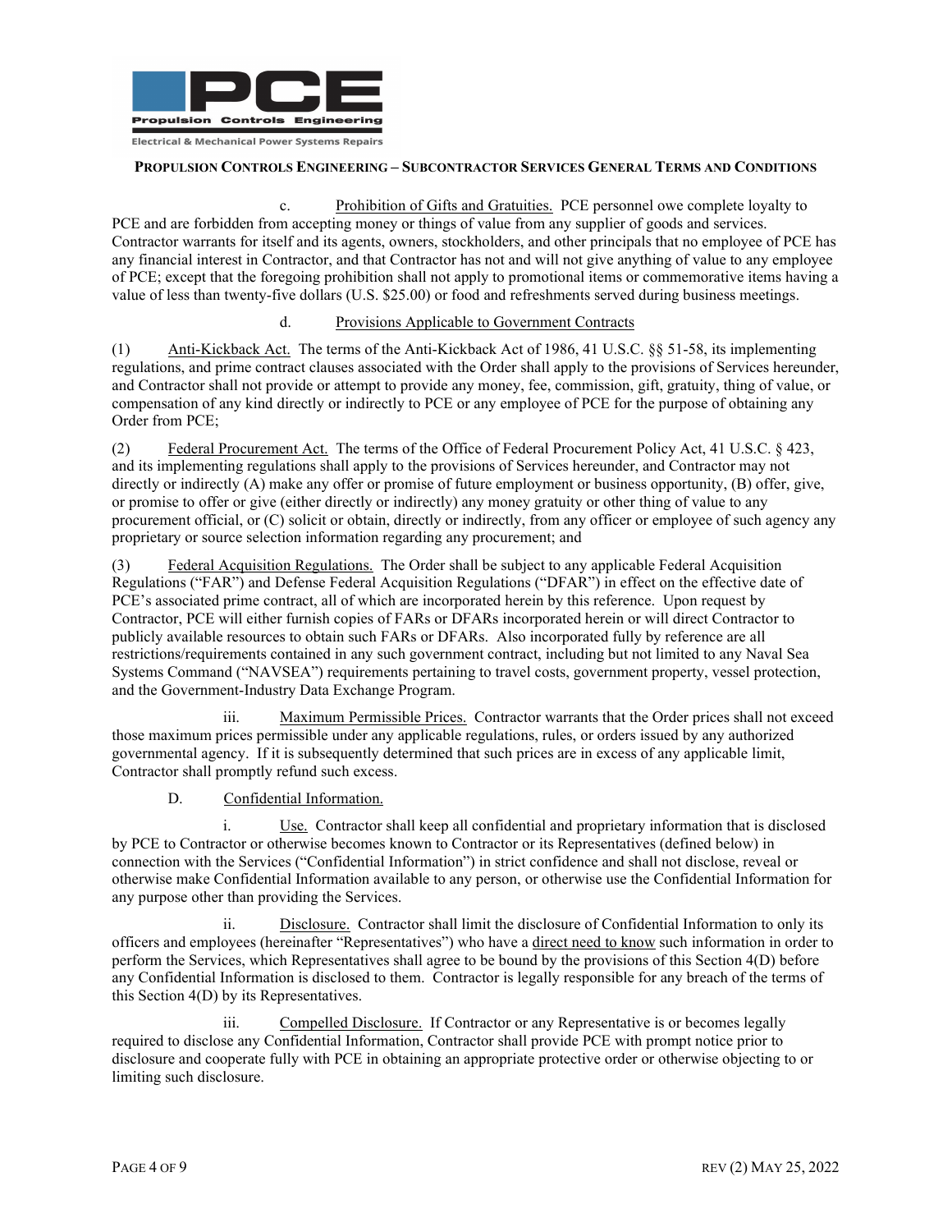c. Prohibition of Gifts and Gratuities. PCE personnel owe complete loyalty to PCE and are forbidden from accepting money or things of value from any supplier of goods and services. Contractor warrants for itself and its agents, owners, stockholders, and other principals that no employee of PCE has any financial interest in Contractor, and that Contractor has not and will not give anything of value to any employee of PCE; except that the foregoing prohibition shall not apply to promotional items or commemorative items having a value of less than twenty-five dollars (U.S. $25.00) or food and refreshments served during business meetings.

d. Provisions Applicable to Government Contracts

(1) Anti-Kickback Act. The terms of the Anti-Kickback Act of 1986, 41 U.S.C. §§ 51-58, its implementing regulations, and prime contract clauses associated with the Order shall apply to the provisions of Services hereunder, and Contractor shall not provide or attempt to provide any money, fee, commission, gift, gratuity, thing of value, or compensation of any kind directly or indirectly to PCE or any employee of PCE for the purpose of obtaining any Order from PCE;

(2) Federal Procurement Act. The terms of the Office of Federal Procurement Policy Act, 41 U.S.C. § 423, and its implementing regulations shall apply to the provisions of Services hereunder, and Contractor may not directly or indirectly (A) make any offer or promise of future employment or business opportunity, (B) offer, give, or promise to offer or give (either directly or indirectly) any money gratuity or other thing of value to any procurement official, or (C) solicit or obtain, directly or indirectly, from any officer or employee of such agency any proprietary or source selection information regarding any procurement; and

(3) Federal Acquisition Regulations. The Order shall be subject to any applicable Federal Acquisition Regulations ("FAR") and Defense Federal Acquisition Regulations ("DFAR") in effect on the effective date of PCE's associated prime contract, all of which are incorporated herein by this reference. Upon request by Contractor, PCE will either furnish copies of FARs or DFARs incorporated herein or will direct Contractor to publicly available resources to obtain such FARs or DFARs. Also incorporated fully by reference are all restrictions/requirements contained in any such government contract, including but not limited to any Naval Sea Systems Command ("NAVSEA") requirements pertaining to travel costs, government property, vessel protection, and the Government-Industry Data Exchange Program.

iii. Maximum Permissible Prices. Contractor warrants that the Order prices shall not exceed those maximum prices permissible under any applicable regulations, rules, or orders issued by any authorized governmental agency. If it is subsequently determined that such prices are in excess of any applicable limit, Contractor shall promptly refund such excess.

D. Confidential Information.

i. Use. Contractor shall keep all confidential and proprietary information that is disclosed by PCE to Contractor or otherwise becomes known to Contractor or its Representatives (defined below) in connection with the Services ("Confidential Information") in strict confidence and shall not disclose, reveal or otherwise make Confidential Information available to any person, or otherwise use the Confidential Information for any purpose other than providing the Services.

ii. Disclosure. Contractor shall limit the disclosure of Confidential Information to only its officers and employees (hereinafter "Representatives") who have a direct need to know such information in order to perform the Services, which Representatives shall agree to be bound by the provisions of this Section 4(D) before any Confidential Information is disclosed to them. Contractor is legally responsible for any breach of the terms of this Section 4(D) by its Representatives.

iii. Compelled Disclosure. If Contractor or any Representative is or becomes legally required to disclose any Confidential Information, Contractor shall provide PCE with prompt notice prior to disclosure and cooperate fully with PCE in obtaining an appropriate protective order or otherwise objecting to or limiting such disclosure.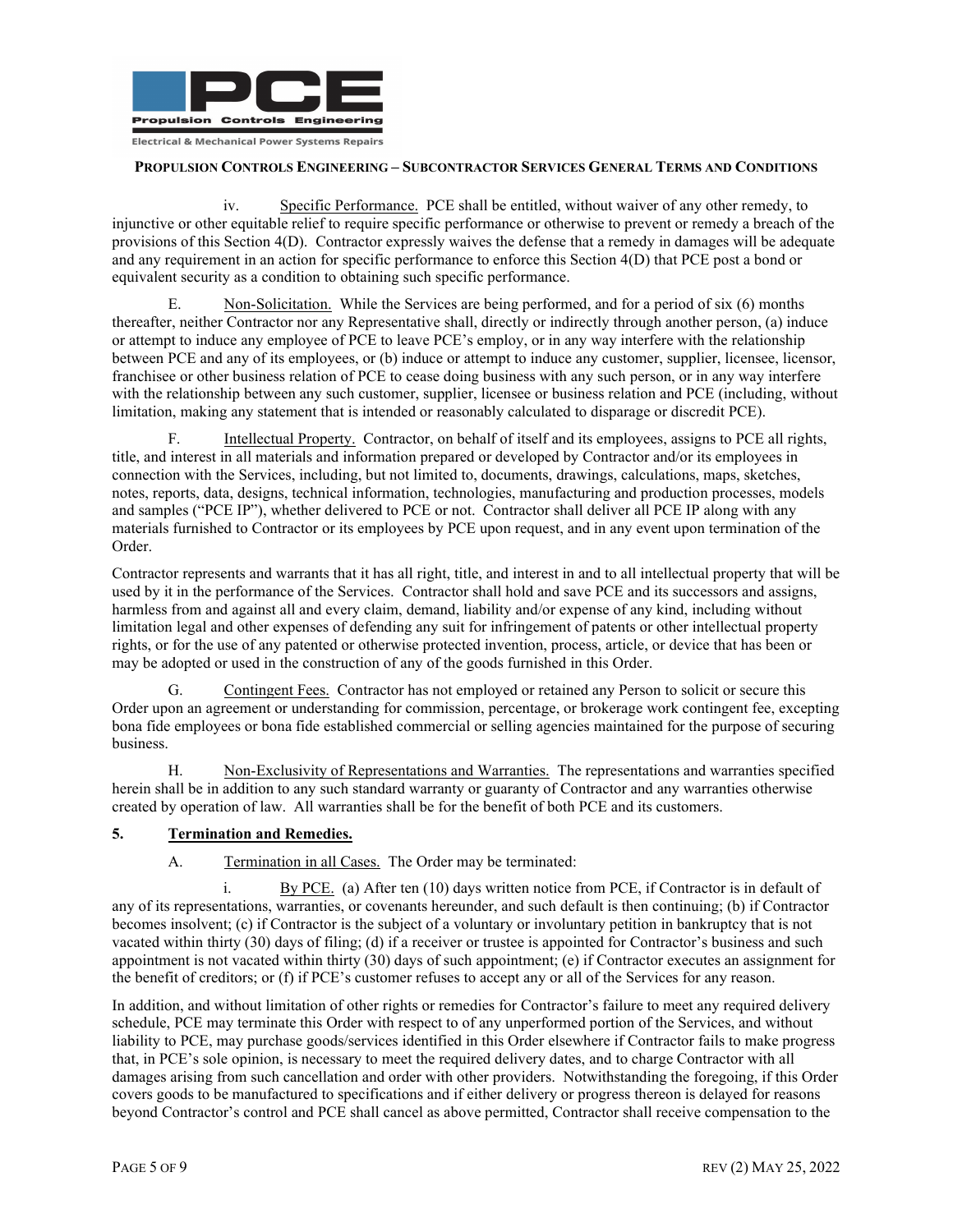iv. Specific Performance. PCE shall be entitled, without waiver of any other remedy, to injunctive or other equitable relief to require specific performance or otherwise to prevent or remedy a breach of the provisions of this Section 4(D). Contractor expressly waives the defense that a remedy in damages will be adequate and any requirement in an action for specific performance to enforce this Section 4(D) that PCE post a bond or equivalent security as a condition to obtaining such specific performance.

E. Non-Solicitation. While the Services are being performed, and for a period of six (6) months thereafter, neither Contractor nor any Representative shall, directly or indirectly through another person, (a) induce or attempt to induce any employee of PCE to leave PCE's employ, or in any way interfere with the relationship between PCE and any of its employees, or (b) induce or attempt to induce any customer, supplier, licensee, licensor, franchisee or other business relation of PCE to cease doing business with any such person, or in any way interfere with the relationship between any such customer, supplier, licensee or business relation and PCE (including, without limitation, making any statement that is intended or reasonably calculated to disparage or discredit PCE).

F. Intellectual Property. Contractor, on behalf of itself and its employees, assigns to PCE all rights, title, and interest in all materials and information prepared or developed by Contractor and/or its employees in connection with the Services, including, but not limited to, documents, drawings, calculations, maps, sketches, notes, reports, data, designs, technical information, technologies, manufacturing and production processes, models and samples ("PCE IP"), whether delivered to PCE or not. Contractor shall deliver all PCE IP along with any materials furnished to Contractor or its employees by PCE upon request, and in any event upon termination of the Order.

Contractor represents and warrants that it has all right, title, and interest in and to all intellectual property that will be used by it in the performance of the Services. Contractor shall hold and save PCE and its successors and assigns, harmless from and against all and every claim, demand, liability and/or expense of any kind, including without limitation legal and other expenses of defending any suit for infringement of patents or other intellectual property rights, or for the use of any patented or otherwise protected invention, process, article, or device that has been or may be adopted or used in the construction of any of the goods furnished in this Order.

G. Contingent Fees. Contractor has not employed or retained any Person to solicit or secure this Order upon an agreement or understanding for commission, percentage, or brokerage work contingent fee, excepting bona fide employees or bona fide established commercial or selling agencies maintained for the purpose of securing business.

H. Non-Exclusivity of Representations and Warranties. The representations and warranties specified herein shall be in addition to any such standard warranty or guaranty of Contractor and any warranties otherwise created by operation of law. All warranties shall be for the benefit of both PCE and its customers.

## 5. Termination and Remedies.

A. Termination in all Cases. The Order may be terminated:

i. By PCE. (a) After ten (10) days written notice from PCE, if Contractor is in default of any of its representations, warranties, or covenants hereunder, and such default is then continuing; (b) if Contractor becomes insolvent; (c) if Contractor is the subject of a voluntary or involuntary petition in bankruptcy that is not vacated within thirty (30) days of filing; (d) if a receiver or trustee is appointed for Contractor's business and such appointment is not vacated within thirty (30) days of such appointment; (e) if Contractor executes an assignment for the benefit of creditors; or (f) if PCE's customer refuses to accept any or all of the Services for any reason.

In addition, and without limitation of other rights or remedies for Contractor's failure to meet any required delivery schedule, PCE may terminate this Order with respect to of any unperformed portion of the Services, and without liability to PCE, may purchase goods/services identified in this Order elsewhere if Contractor fails to make progress that, in PCE's sole opinion, is necessary to meet the required delivery dates, and to charge Contractor with all damages arising from such cancellation and order with other providers. Notwithstanding the foregoing, if this Order covers goods to be manufactured to specifications and if either delivery or progress thereon is delayed for reasons beyond Contractor's control and PCE shall cancel as above permitted, Contractor shall receive compensation to the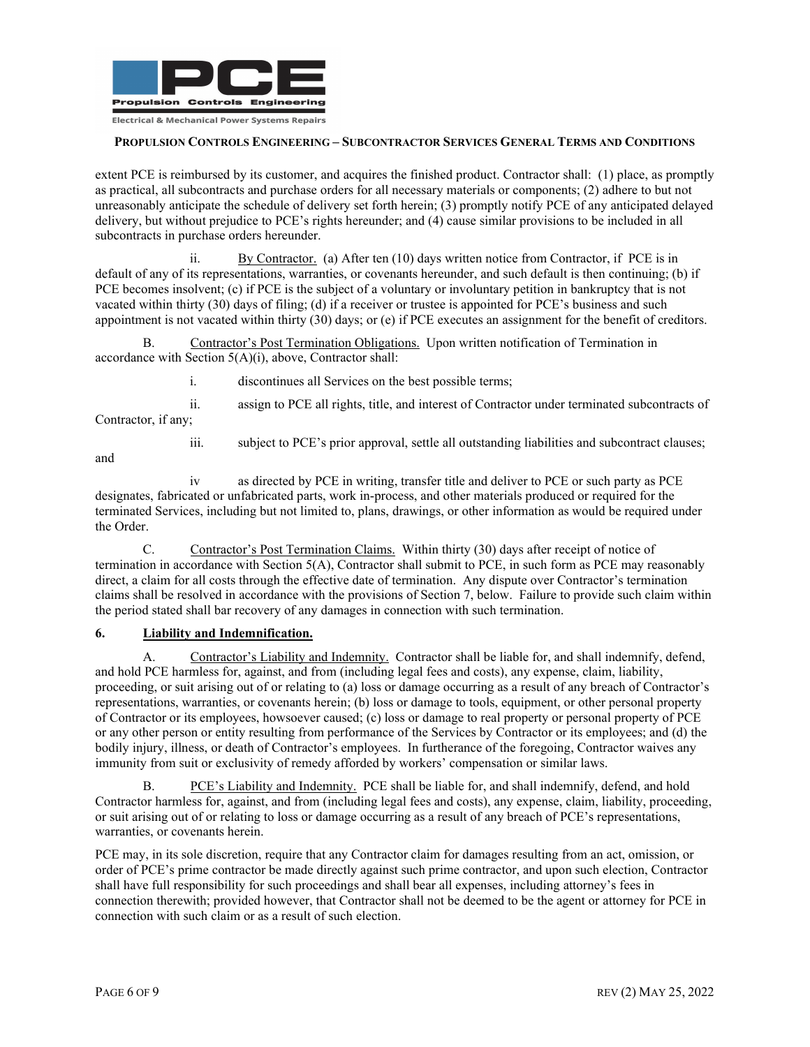extent PCE is reimbursed by its customer, and acquires the finished product. Contractor shall: (1) place, as promptly as practical, all subcontracts and purchase orders for all necessary materials or components; (2) adhere to but not unreasonably anticipate the schedule of delivery set forth herein; (3) promptly notify PCE of any anticipated delayed delivery, but without prejudice to PCE's rights hereunder; and (4) cause similar provisions to be included in all subcontracts in purchase orders hereunder.

ii. By Contractor. (a) After ten (10) days written notice from Contractor, if PCE is in default of any of its representations, warranties, or covenants hereunder, and such default is then continuing; (b) if PCE becomes insolvent; (c) if PCE is the subject of a voluntary or involuntary petition in bankruptcy that is not vacated within thirty (30) days of filing; (d) if a receiver or trustee is appointed for PCE's business and such appointment is not vacated within thirty (30) days; or (e) if PCE executes an assignment for the benefit of creditors.

B. Contractor's Post Termination Obligations. Upon written notification of Termination in accordance with Section 5(A)(i), above, Contractor shall:

i. discontinues all Services on the best possible terms;

ii. assign to PCE all rights, title, and interest of Contractor under terminated subcontracts of Contractor, if any;

iii. subject to PCE's prior approval, settle all outstanding liabilities and subcontract clauses; and

iv as directed by PCE in writing, transfer title and deliver to PCE or such party as PCE designates, fabricated or unfabricated parts, work in-process, and other materials produced or required for the terminated Services, including but not limited to, plans, drawings, or other information as would be required under the Order.

C. Contractor's Post Termination Claims. Within thirty (30) days after receipt of notice of termination in accordance with Section 5(A), Contractor shall submit to PCE, in such form as PCE may reasonably direct, a claim for all costs through the effective date of termination. Any dispute over Contractor's termination claims shall be resolved in accordance with the provisions of Section 7, below. Failure to provide such claim within the period stated shall bar recovery of any damages in connection with such termination.

## 6. Liability and Indemnification.

A. Contractor's Liability and Indemnity. Contractor shall be liable for, and shall indemnify, defend, and hold PCE harmless for, against, and from (including legal fees and costs), any expense, claim, liability, proceeding, or suit arising out of or relating to (a) loss or damage occurring as a result of any breach of Contractor's representations, warranties, or covenants herein; (b) loss or damage to tools, equipment, or other personal property of Contractor or its employees, howsoever caused; (c) loss or damage to real property or personal property of PCE or any other person or entity resulting from performance of the Services by Contractor or its employees; and (d) the bodily injury, illness, or death of Contractor's employees. In furtherance of the foregoing, Contractor waives any immunity from suit or exclusivity of remedy afforded by workers' compensation or similar laws.

B. PCE's Liability and Indemnity. PCE shall be liable for, and shall indemnify, defend, and hold Contractor harmless for, against, and from (including legal fees and costs), any expense, claim, liability, proceeding, or suit arising out of or relating to loss or damage occurring as a result of any breach of PCE's representations, warranties, or covenants herein.

PCE may, in its sole discretion, require that any Contractor claim for damages resulting from an act, omission, or order of PCE's prime contractor be made directly against such prime contractor, and upon such election, Contractor shall have full responsibility for such proceedings and shall bear all expenses, including attorney's fees in connection therewith; provided however, that Contractor shall not be deemed to be the agent or attorney for PCE in connection with such claim or as a result of such election.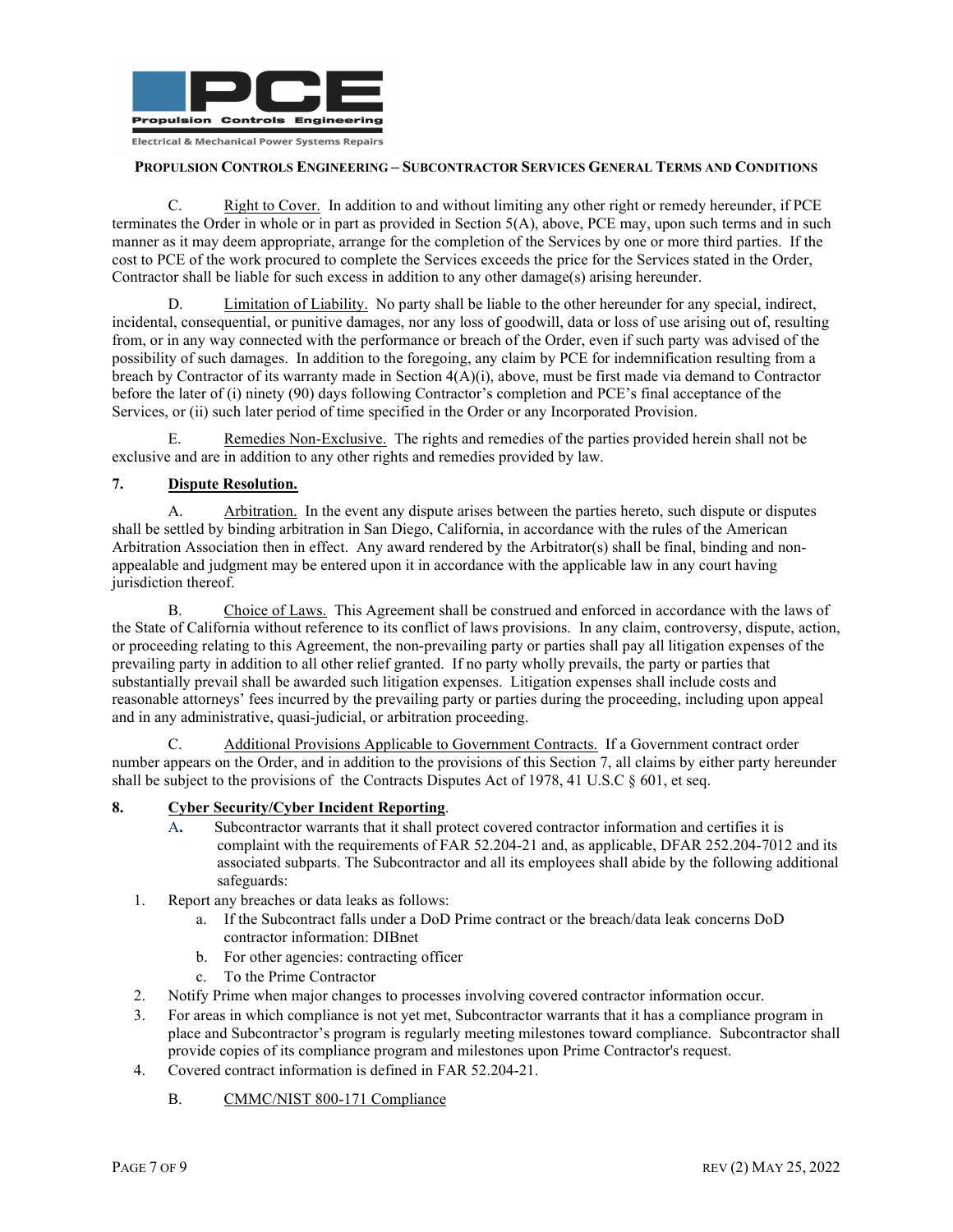C. Right to Cover. In addition to and without limiting any other right or remedy hereunder, if PCE terminates the Order in whole or in part as provided in Section 5(A), above, PCE may, upon such terms and in such manner as it may deem appropriate, arrange for the completion of the Services by one or more third parties. If the cost to PCE of the work procured to complete the Services exceeds the price for the Services stated in the Order, Contractor shall be liable for such excess in addition to any other damage(s) arising hereunder.

D. Limitation of Liability. No party shall be liable to the other hereunder for any special, indirect, incidental, consequential, or punitive damages, nor any loss of goodwill, data or loss of use arising out of, resulting from, or in any way connected with the performance or breach of the Order, even if such party was advised of the possibility of such damages. In addition to the foregoing, any claim by PCE for indemnification resulting from a breach by Contractor of its warranty made in Section 4(A)(i), above, must be first made via demand to Contractor before the later of (i) ninety (90) days following Contractor's completion and PCE's final acceptance of the Services, or (ii) such later period of time specified in the Order or any Incorporated Provision.

E. Remedies Non-Exclusive. The rights and remedies of the parties provided herein shall not be exclusive and are in addition to any other rights and remedies provided by law.

**7. Dispute Resolution.**

A. Arbitration. In the event any dispute arises between the parties hereto, such dispute or disputes shall be settled by binding arbitration in San Diego, California, in accordance with the rules of the American Arbitration Association then in effect. Any award rendered by the Arbitrator(s) shall be final, binding and non-appealable and judgment may be entered upon it in accordance with the applicable law in any court having jurisdiction thereof.

B. Choice of Laws. This Agreement shall be construed and enforced in accordance with the laws of the State of California without reference to its conflict of laws provisions. In any claim, controversy, dispute, action, or proceeding relating to this Agreement, the non-prevailing party or parties shall pay all litigation expenses of the prevailing party in addition to all other relief granted. If no party wholly prevails, the party or parties that substantially prevail shall be awarded such litigation expenses. Litigation expenses shall include costs and reasonable attorneys' fees incurred by the prevailing party or parties during the proceeding, including upon appeal and in any administrative, quasi-judicial, or arbitration proceeding.

C. Additional Provisions Applicable to Government Contracts. If a Government contract order number appears on the Order, and in addition to the provisions of this Section 7, all claims by either party hereunder shall be subject to the provisions of the Contracts Disputes Act of 1978, 41 U.S.C § 601, et seq.

**8. Cyber Security/Cyber Incident Reporting**.

A. Subcontractor warrants that it shall protect covered contractor information and certifies it is complaint with the requirements of FAR 52.204-21 and, as applicable, DFAR 252.204-7012 and its associated subparts. The Subcontractor and all its employees shall abide by the following additional safeguards:

1. Report any breaches or data leaks as follows:
   a. If the Subcontract falls under a DoD Prime contract or the breach/data leak concerns DoD contractor information: DIBnet
   b. For other agencies: contracting officer
   c. To the Prime Contractor
2. Notify Prime when major changes to processes involving covered contractor information occur.
3. For areas in which compliance is not yet met, Subcontractor warrants that it has a compliance program in place and Subcontractor's program is regularly meeting milestones toward compliance. Subcontractor shall provide copies of its compliance program and milestones upon Prime Contractor's request.
4. Covered contract information is defined in FAR 52.204-21.

B. CMMC/NIST 800-171 Compliance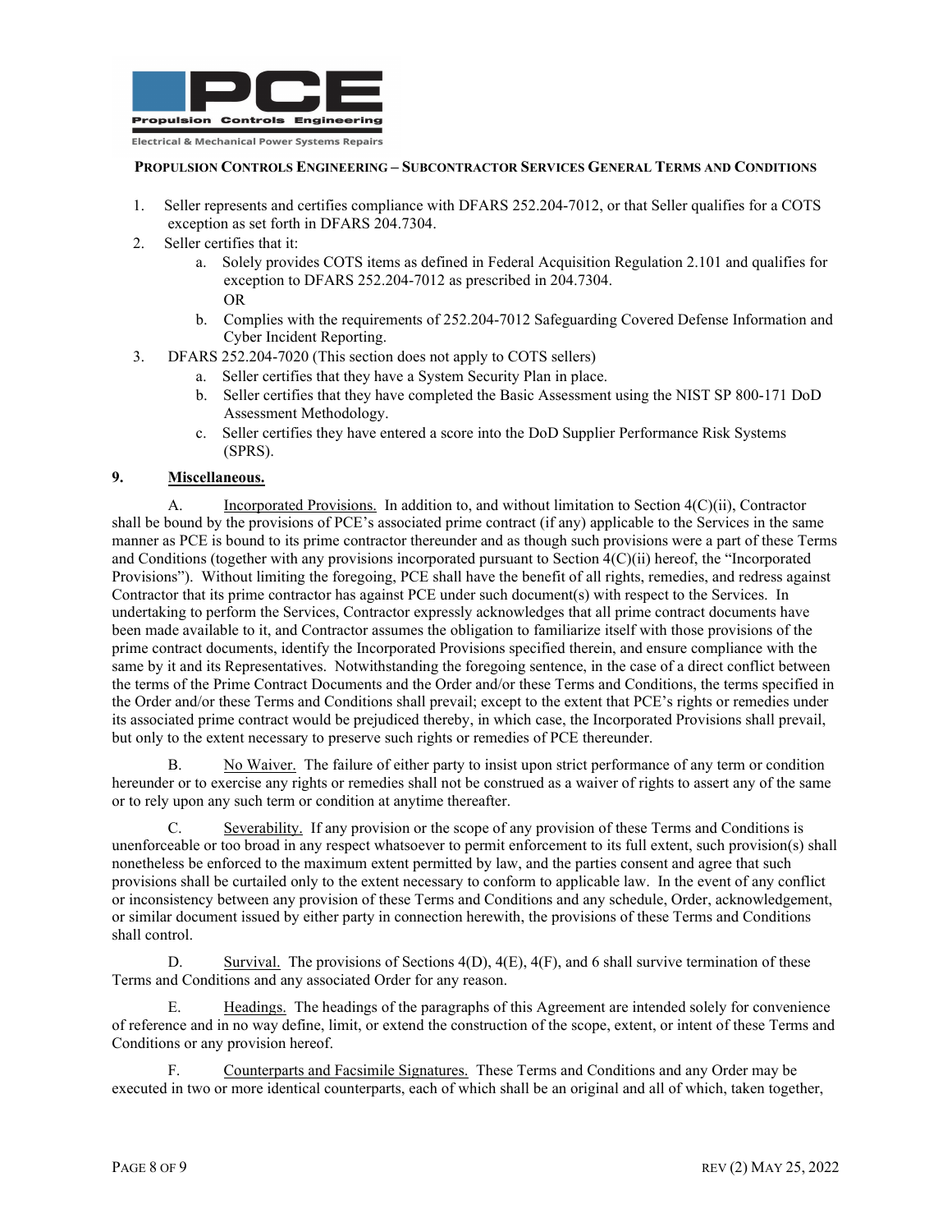**PROPULSION CONTROLS ENGINEERING – SUBCONTRACTOR SERVICES GENERAL TERMS AND CONDITIONS**

1. Seller represents and certifies compliance with DFARS 252.204-7012, or that Seller qualifies for a COTS exception as set forth in DFARS 204.7304.
2. Seller certifies that it:
   a. Solely provides COTS items as defined in Federal Acquisition Regulation 2.101 and qualifies for exception to DFARS 252.204-7012 as prescribed in 204.7304.
      OR
   b. Complies with the requirements of 252.204-7012 Safeguarding Covered Defense Information and Cyber Incident Reporting.
3. DFARS 252.204-7020 (This section does not apply to COTS sellers)
   a. Seller certifies that they have a System Security Plan in place.
   b. Seller certifies that they have completed the Basic Assessment using the NIST SP 800-171 DoD Assessment Methodology.
   c. Seller certifies they have entered a score into the DoD Supplier Performance Risk Systems (SPRS).

**9. Miscellaneous.**

A. Incorporated Provisions. In addition to, and without limitation to Section 4(C)(ii), Contractor shall be bound by the provisions of PCE's associated prime contract (if any) applicable to the Services in the same manner as PCE is bound to its prime contractor thereunder and as though such provisions were a part of these Terms and Conditions (together with any provisions incorporated pursuant to Section 4(C)(ii) hereof, the "Incorporated Provisions"). Without limiting the foregoing, PCE shall have the benefit of all rights, remedies, and redress against Contractor that its prime contractor has against PCE under such document(s) with respect to the Services. In undertaking to perform the Services, Contractor expressly acknowledges that all prime contract documents have been made available to it, and Contractor assumes the obligation to familiarize itself with those provisions of the prime contract documents, identify the Incorporated Provisions specified therein, and ensure compliance with the same by it and its Representatives. Notwithstanding the foregoing sentence, in the case of a direct conflict between the terms of the Prime Contract Documents and the Order and/or these Terms and Conditions, the terms specified in the Order and/or these Terms and Conditions shall prevail; except to the extent that PCE's rights or remedies under its associated prime contract would be prejudiced thereby, in which case, the Incorporated Provisions shall prevail, but only to the extent necessary to preserve such rights or remedies of PCE thereunder.

B. No Waiver. The failure of either party to insist upon strict performance of any term or condition hereunder or to exercise any rights or remedies shall not be construed as a waiver of rights to assert any of the same or to rely upon any such term or condition at anytime thereafter.

C. Severability. If any provision or the scope of any provision of these Terms and Conditions is unenforceable or too broad in any respect whatsoever to permit enforcement to its full extent, such provision(s) shall nonetheless be enforced to the maximum extent permitted by law, and the parties consent and agree that such provisions shall be curtailed only to the extent necessary to conform to applicable law. In the event of any conflict or inconsistency between any provision of these Terms and Conditions and any schedule, Order, acknowledgement, or similar document issued by either party in connection herewith, the provisions of these Terms and Conditions shall control.

D. Survival. The provisions of Sections 4(D), 4(E), 4(F), and 6 shall survive termination of these Terms and Conditions and any associated Order for any reason.

E. Headings. The headings of the paragraphs of this Agreement are intended solely for convenience of reference and in no way define, limit, or extend the construction of the scope, extent, or intent of these Terms and Conditions or any provision hereof.

F. Counterparts and Facsimile Signatures. These Terms and Conditions and any Order may be executed in two or more identical counterparts, each of which shall be an original and all of which, taken together,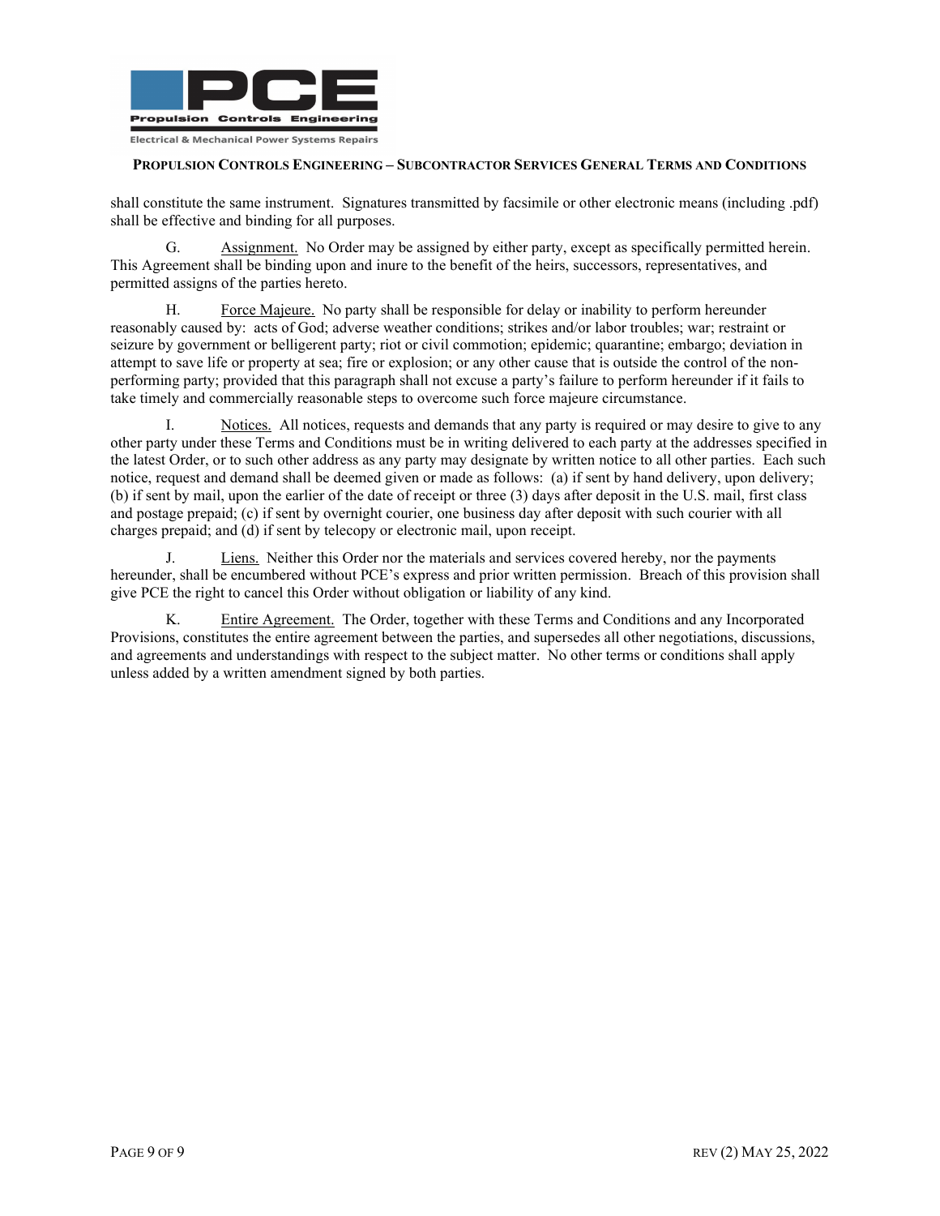shall constitute the same instrument. Signatures transmitted by facsimile or other electronic means (including .pdf) shall be effective and binding for all purposes.

G. Assignment. No Order may be assigned by either party, except as specifically permitted herein. This Agreement shall be binding upon and inure to the benefit of the heirs, successors, representatives, and permitted assigns of the parties hereto.

H. Force Majeure. No party shall be responsible for delay or inability to perform hereunder reasonably caused by: acts of God; adverse weather conditions; strikes and/or labor troubles; war; restraint or seizure by government or belligerent party; riot or civil commotion; epidemic; quarantine; embargo; deviation in attempt to save life or property at sea; fire or explosion; or any other cause that is outside the control of the non-performing party; provided that this paragraph shall not excuse a party's failure to perform hereunder if it fails to take timely and commercially reasonable steps to overcome such force majeure circumstance.

I. Notices. All notices, requests and demands that any party is required or may desire to give to any other party under these Terms and Conditions must be in writing delivered to each party at the addresses specified in the latest Order, or to such other address as any party may designate by written notice to all other parties. Each such notice, request and demand shall be deemed given or made as follows: (a) if sent by hand delivery, upon delivery; (b) if sent by mail, upon the earlier of the date of receipt or three (3) days after deposit in the U.S. mail, first class and postage prepaid; (c) if sent by overnight courier, one business day after deposit with such courier with all charges prepaid; and (d) if sent by telecopy or electronic mail, upon receipt.

J. Liens. Neither this Order nor the materials and services covered hereby, nor the payments hereunder, shall be encumbered without PCE's express and prior written permission. Breach of this provision shall give PCE the right to cancel this Order without obligation or liability of any kind.

K. Entire Agreement. The Order, together with these Terms and Conditions and any Incorporated Provisions, constitutes the entire agreement between the parties, and supersedes all other negotiations, discussions, and agreements and understandings with respect to the subject matter. No other terms or conditions shall apply unless added by a written amendment signed by both parties.